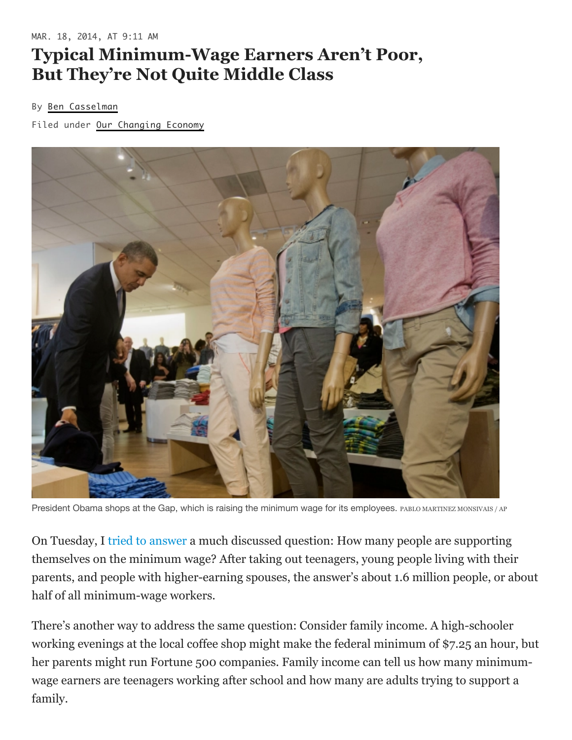MAR. 18, 2014, AT 9:11 AM

# Typical Minimum-Wage Earners Aren't Poor, But They're Not Quite Middle Class

By Ben Casselman

Filed under Our Changing Economy

President Obama shops at the Gap, which is raising the minimum wage for its employees. PABLO MARTINEZ MONSIVAIS / AP

On Tuesday, I tried to answer a much discussed question: How many people are supporting themselves on the minimum wage? After taking out teenagers, young people living with their parents, and people with higher-earning spouses, the answer's about 1.6 million people, or about half of all minimum-wage workers.

There's another way to address the same question: Consider family income. A high-schooler working evenings at the local coffee shop might make the federal minimum of $7.25 an hour, but her parents might run Fortune 500 companies. Family income can tell us how many minimum-wage earners are teenagers working after school and how many are adults trying to support a family.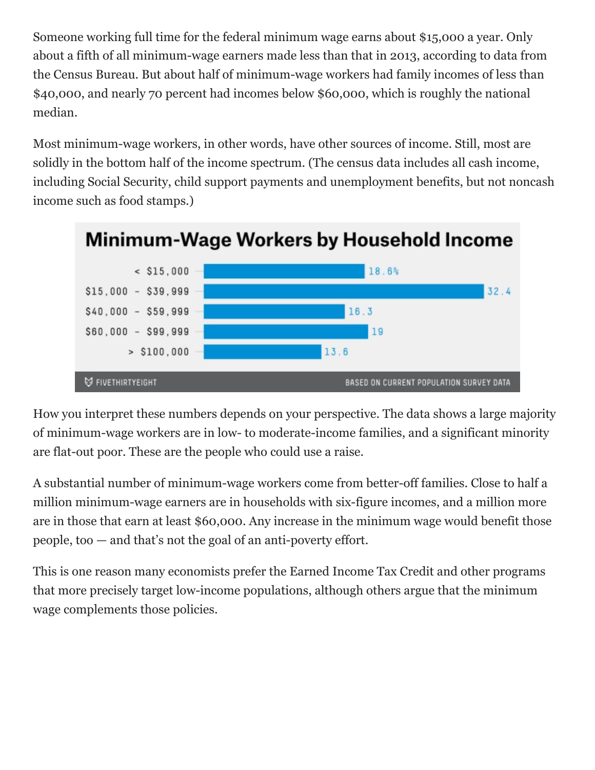Someone working full time for the federal minimum wage earns about $15,000 a year. Only about a fifth of all minimum-wage earners made less than that in 2013, according to data from the Census Bureau. But about half of minimum-wage workers had family incomes of less than $40,000, and nearly 70 percent had incomes below $60,000, which is roughly the national median.

Most minimum-wage workers, in other words, have other sources of income. Still, most are solidly in the bottom half of the income spectrum. (The census data includes all cash income, including Social Security, child support payments and unemployment benefits, but not noncash income such as food stamps.)

**Minimum-Wage Workers by Household Income**

< $15,000 18.6%
$15,000 - $39,999 32.4
$40,000 - $59,999 16.3
$60,000 - $99,999 19
> $100,000 13.6

FIVETHIRTYEIGHT
BASED ON CURRENT POPULATION SURVEY DATA

How you interpret these numbers depends on your perspective. The data shows a large majority of minimum-wage workers are in low- to moderate-income families, and a significant minority are flat-out poor. These are the people who could use a raise.

A substantial number of minimum-wage workers come from better-off families. Close to half a million minimum-wage earners are in households with six-figure incomes, and a million more are in those that earn at least $60,000. Any increase in the minimum wage would benefit those people, too — and that's not the goal of an anti-poverty effort.

This is one reason many economists prefer the Earned Income Tax Credit and other programs that more precisely target low-income populations, although others argue that the minimum wage complements those policies.